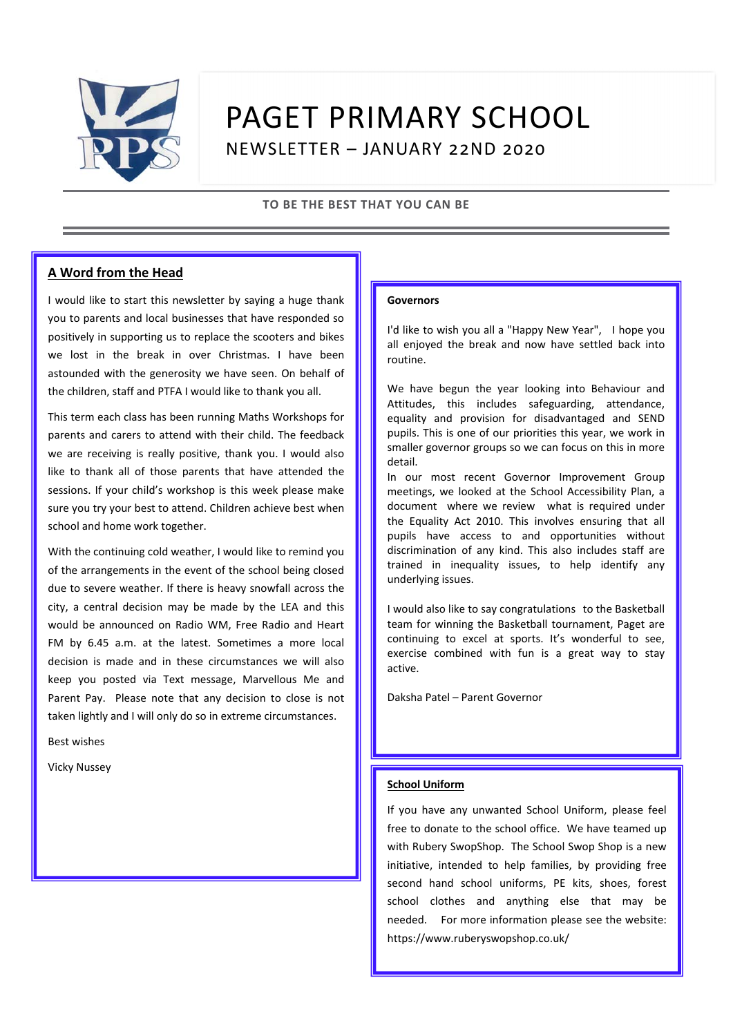# PAGET PRIMARY SCHOOL

NEWSLETTER – JANUARY 22ND 2020

**TO BE THE BEST THAT YOU CAN BE**

## A Word from the Head

I would like to start this newsletter by saying a huge thank you to parents and local businesses that have responded so positively in supporting us to replace the scooters and bikes we lost in the break in over Christmas. I have been astounded with the generosity we have seen. On behalf of the children, staff and PTFA I would like to thank you all.

This term each class has been running Maths Workshops for parents and carers to attend with their child. The feedback we are receiving is really positive, thank you. I would also like to thank all of those parents that have attended the sessions. If your child's workshop is this week please make sure you try your best to attend. Children achieve best when school and home work together.

With the continuing cold weather, I would like to remind you of the arrangements in the event of the school being closed due to severe weather. If there is heavy snowfall across the city, a central decision may be made by the LEA and this would be announced on Radio WM, Free Radio and Heart FM by 6.45 a.m. at the latest. Sometimes a more local decision is made and in these circumstances we will also keep you posted via Text message, Marvellous Me and Parent Pay. Please note that any decision to close is not taken lightly and I will only do so in extreme circumstances.

Best wishes

Vicky Nussey

## Governors

I'd like to wish you all a "Happy New Year", I hope you all enjoyed the break and now have settled back into routine.

We have begun the year looking into Behaviour and Attitudes, this includes safeguarding, attendance, equality and provision for disadvantaged and SEND pupils. This is one of our priorities this year, we work in smaller governor groups so we can focus on this in more detail.

In our most recent Governor Improvement Group meetings, we looked at the School Accessibility Plan, a document where we review what is required under the Equality Act 2010. This involves ensuring that all pupils have access to and opportunities without discrimination of any kind. This also includes staff are trained in inequality issues, to help identify any underlying issues.

I would also like to say congratulations to the Basketball team for winning the Basketball tournament, Paget are continuing to excel at sports. It's wonderful to see, exercise combined with fun is a great way to stay active.

Daksha Patel – Parent Governor

## School Uniform

If you have any unwanted School Uniform, please feel free to donate to the school office. We have teamed up with Rubery SwopShop. The School Swop Shop is a new initiative, intended to help families, by providing free second hand school uniforms, PE kits, shoes, forest school clothes and anything else that may be needed. For more information please see the website: https://www.ruberyswopshop.co.uk/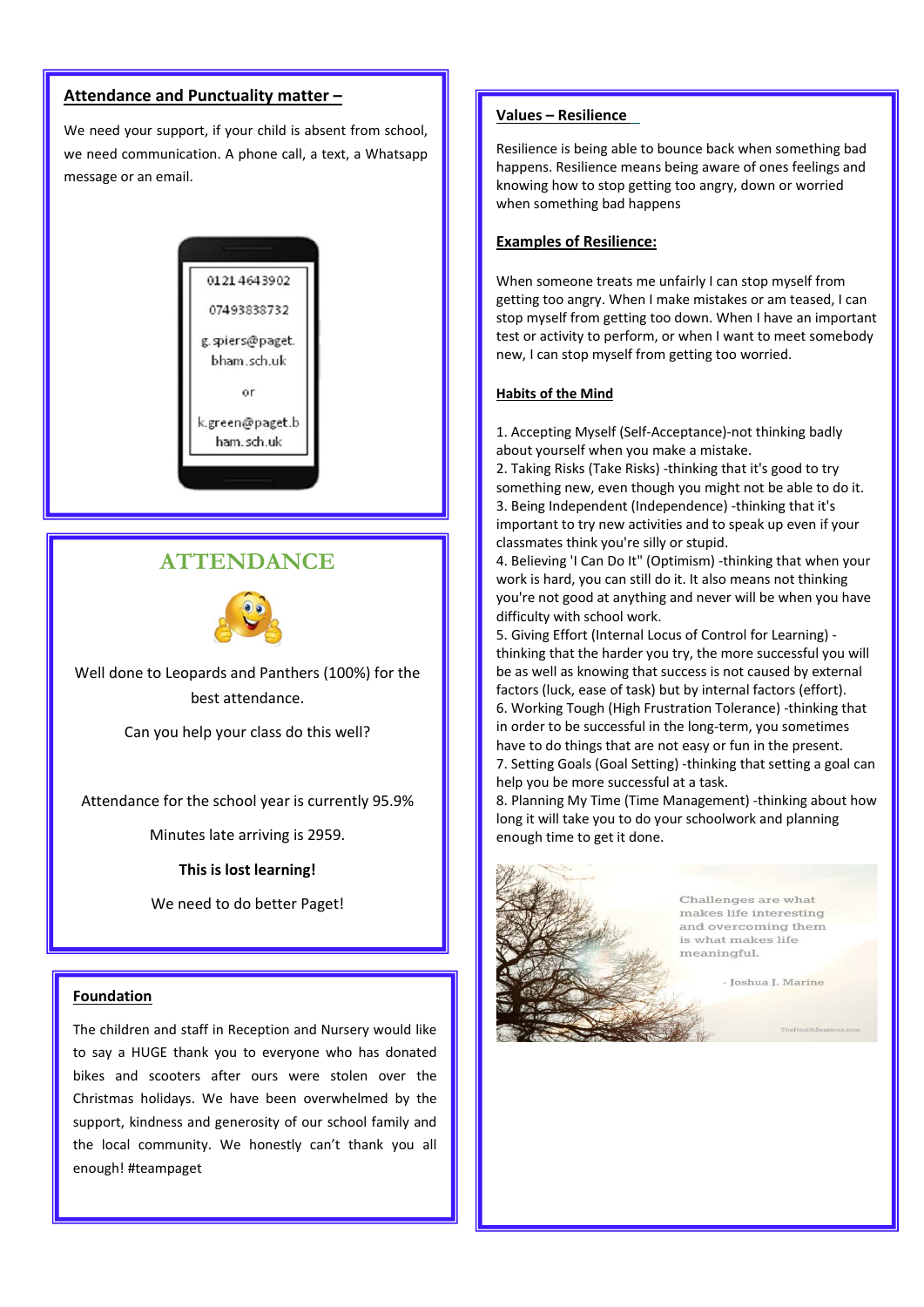## Attendance and Punctuality matter –

We need your support, if your child is absent from school, we need communication. A phone call, a text, a Whatsapp message or an email.

01214643902

07493838732

g.spiers@paget.bham.sch.uk

or

k.green@paget.bham.sch.uk

## ATTENDANCE

Well done to Leopards and Panthers (100%) for the best attendance.

Can you help your class do this well?

Attendance for the school year is currently 95.9%

Minutes late arriving is 2959.

**This is lost learning!**

We need to do better Paget!

## Foundation

The children and staff in Reception and Nursery would like to say a HUGE thank you to everyone who has donated bikes and scooters after ours were stolen over the Christmas holidays. We have been overwhelmed by the support, kindness and generosity of our school family and the local community. We honestly can't thank you all enough! #teampaget

## Values – Resilience

Resilience is being able to bounce back when something bad happens. Resilience means being aware of ones feelings and knowing how to stop getting too angry, down or worried when something bad happens

### Examples of Resilience:

When someone treats me unfairly I can stop myself from getting too angry. When I make mistakes or am teased, I can stop myself from getting too down. When I have an important test or activity to perform, or when I want to meet somebody new, I can stop myself from getting too worried.

### Habits of the Mind

1. Accepting Myself (Self-Acceptance)-not thinking badly about yourself when you make a mistake.
2. Taking Risks (Take Risks) -thinking that it's good to try something new, even though you might not be able to do it.
3. Being Independent (Independence) -thinking that it's important to try new activities and to speak up even if your classmates think you're silly or stupid.
4. Believing 'I Can Do It" (Optimism) -thinking that when your work is hard, you can still do it. It also means not thinking you're not good at anything and never will be when you have difficulty with school work.
5. Giving Effort (Internal Locus of Control for Learning) -thinking that the harder you try, the more successful you will be as well as knowing that success is not caused by external factors (luck, ease of task) but by internal factors (effort).
6. Working Tough (High Frustration Tolerance) -thinking that in order to be successful in the long-term, you sometimes have to do things that are not easy or fun in the present.
7. Setting Goals (Goal Setting) -thinking that setting a goal can help you be more successful at a task.
8. Planning My Time (Time Management) -thinking about how long it will take you to do your schoolwork and planning enough time to get it done.

Challenges are what makes life interesting and overcoming them is what makes life meaningful.

- Joshua J. Marine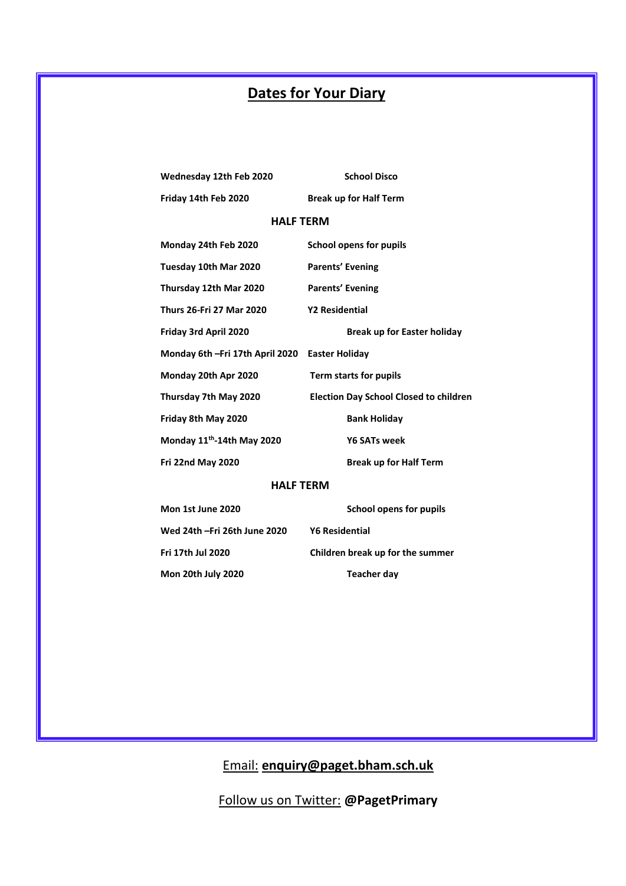## Dates for Your Diary

| | |
|---|---|
| **Wednesday 12th Feb 2020** | **School Disco** |
| **Friday 14th Feb 2020** | **Break up for Half Term** |

**HALF TERM**

| | |
|---|---|
| **Monday 24th Feb 2020** | **School opens for pupils** |
| **Tuesday 10th Mar 2020** | **Parents' Evening** |
| **Thursday 12th Mar 2020** | **Parents' Evening** |
| **Thurs 26-Fri 27 Mar 2020** | **Y2 Residential** |
| **Friday 3rd April 2020** | **Break up for Easter holiday** |
| **Monday 6th –Fri 17th April 2020** | **Easter Holiday** |
| **Monday 20th Apr 2020** | **Term starts for pupils** |
| **Thursday 7th May 2020** | **Election Day School Closed to children** |
| **Friday 8th May 2020** | **Bank Holiday** |
| **Monday 11th-14th May 2020** | **Y6 SATs week** |
| **Fri 22nd May 2020** | **Break up for Half Term** |

**HALF TERM**

| | |
|---|---|
| **Mon 1st June 2020** | **School opens for pupils** |
| **Wed 24th –Fri 26th June 2020** | **Y6 Residential** |
| **Fri 17th Jul 2020** | **Children break up for the summer** |
| **Mon 20th July 2020** | **Teacher day** |

Email: **enquiry@paget.bham.sch.uk**

Follow us on Twitter: **@PagetPrimary**